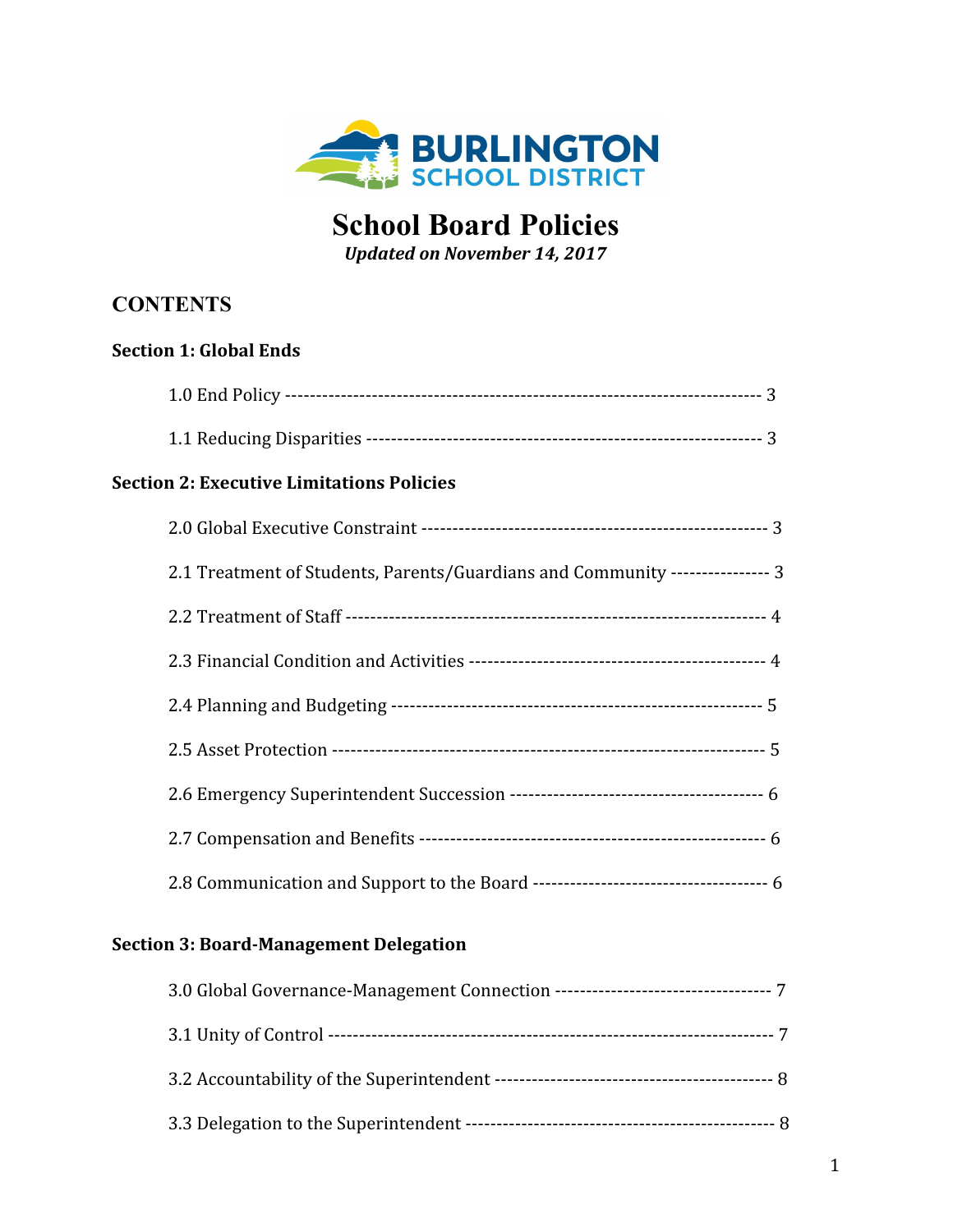BURLINGTON SCHOOL DISTRICT

# School Board Policies

***Updated on November 14, 2017***

## CONTENTS

**Section 1: Global Ends**

1.0 End Policy ---------------------------------------------------------------------------- 3

1.1 Reducing Disparities -------------------------------------------------------------- 3

**Section 2: Executive Limitations Policies**

2.0 Global Executive Constraint ------------------------------------------------------ 3

2.1 Treatment of Students, Parents/Guardians and Community --------------- 3

2.2 Treatment of Staff ------------------------------------------------------------------ 4

2.3 Financial Condition and Activities ----------------------------------------------- 4

2.4 Planning and Budgeting ----------------------------------------------------------- 5

2.5 Asset Protection ------------------------------------------------------------------- 5

2.6 Emergency Superintendent Succession --------------------------------------- 6

2.7 Compensation and Benefits ----------------------------------------------------- 6

2.8 Communication and Support to the Board ------------------------------------ 6

**Section 3: Board-Management Delegation**

3.0 Global Governance-Management Connection ---------------------------------- 7

3.1 Unity of Control --------------------------------------------------------------------- 7

3.2 Accountability of the Superintendent ------------------------------------------- 8

3.3 Delegation to the Superintendent ----------------------------------------------- 8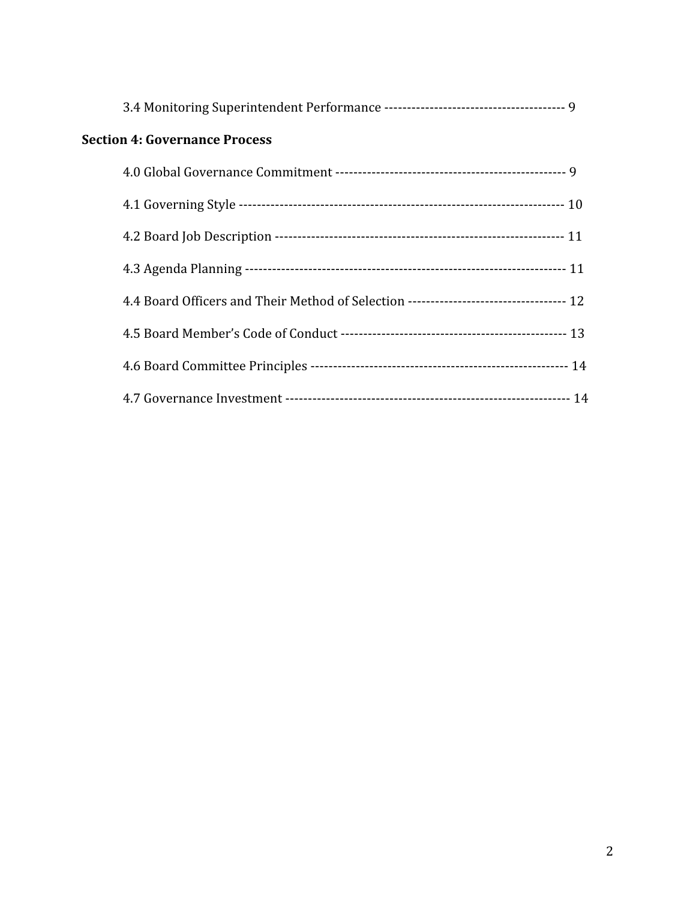3.4 Monitoring Superintendent Performance ---------------------------------------- 9

**Section 4: Governance Process**

4.0 Global Governance Commitment -------------------------------------------------- 9

4.1 Governing Style ---------------------------------------------------------------------- 10

4.2 Board Job Description --------------------------------------------------------------- 11

4.3 Agenda Planning --------------------------------------------------------------------- 11

4.4 Board Officers and Their Method of Selection ---------------------------------- 12

4.5 Board Member's Code of Conduct ------------------------------------------------- 13

4.6 Board Committee Principles -------------------------------------------------------- 14

4.7 Governance Investment -------------------------------------------------------------- 14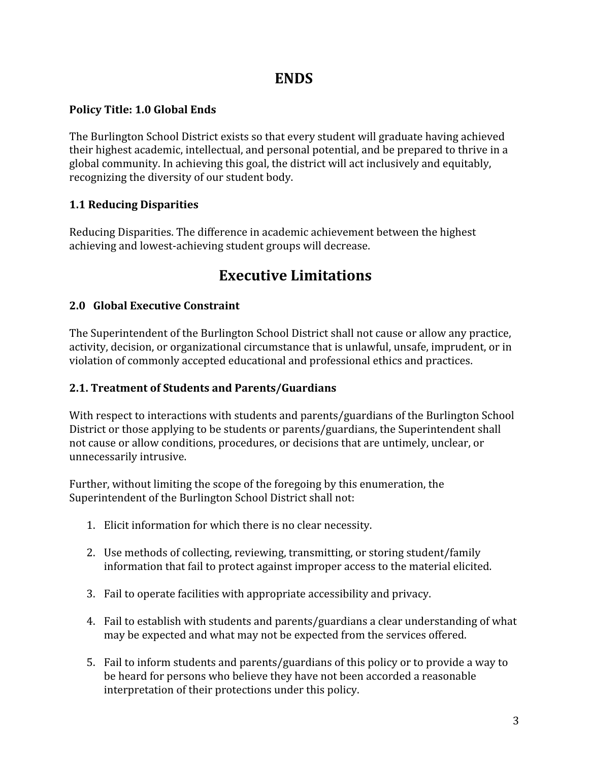# ENDS

**Policy Title: 1.0 Global Ends**

The Burlington School District exists so that every student will graduate having achieved their highest academic, intellectual, and personal potential, and be prepared to thrive in a global community. In achieving this goal, the district will act inclusively and equitably, recognizing the diversity of our student body.

**1.1 Reducing Disparities**

Reducing Disparities. The difference in academic achievement between the highest achieving and lowest-achieving student groups will decrease.

# Executive Limitations

**2.0 Global Executive Constraint**

The Superintendent of the Burlington School District shall not cause or allow any practice, activity, decision, or organizational circumstance that is unlawful, unsafe, imprudent, or in violation of commonly accepted educational and professional ethics and practices.

**2.1. Treatment of Students and Parents/Guardians**

With respect to interactions with students and parents/guardians of the Burlington School District or those applying to be students or parents/guardians, the Superintendent shall not cause or allow conditions, procedures, or decisions that are untimely, unclear, or unnecessarily intrusive.

Further, without limiting the scope of the foregoing by this enumeration, the Superintendent of the Burlington School District shall not:

1. Elicit information for which there is no clear necessity.

2. Use methods of collecting, reviewing, transmitting, or storing student/family information that fail to protect against improper access to the material elicited.

3. Fail to operate facilities with appropriate accessibility and privacy.

4. Fail to establish with students and parents/guardians a clear understanding of what may be expected and what may not be expected from the services offered.

5. Fail to inform students and parents/guardians of this policy or to provide a way to be heard for persons who believe they have not been accorded a reasonable interpretation of their protections under this policy.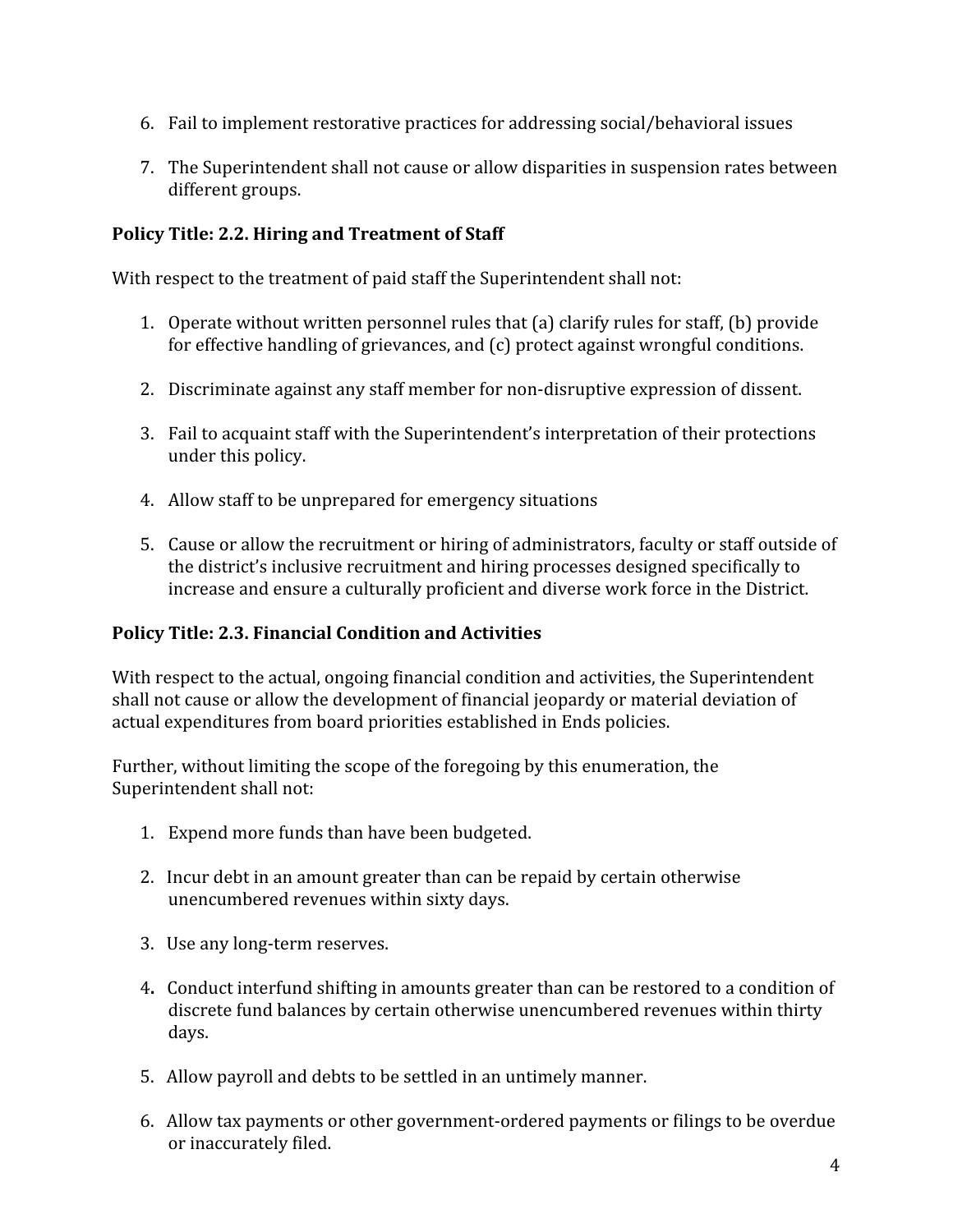6. Fail to implement restorative practices for addressing social/behavioral issues

7. The Superintendent shall not cause or allow disparities in suspension rates between different groups.

**Policy Title: 2.2. Hiring and Treatment of Staff**

With respect to the treatment of paid staff the Superintendent shall not:

1. Operate without written personnel rules that (a) clarify rules for staff, (b) provide for effective handling of grievances, and (c) protect against wrongful conditions.

2. Discriminate against any staff member for non-disruptive expression of dissent.

3. Fail to acquaint staff with the Superintendent's interpretation of their protections under this policy.

4. Allow staff to be unprepared for emergency situations

5. Cause or allow the recruitment or hiring of administrators, faculty or staff outside of the district's inclusive recruitment and hiring processes designed specifically to increase and ensure a culturally proficient and diverse work force in the District.

**Policy Title: 2.3. Financial Condition and Activities**

With respect to the actual, ongoing financial condition and activities, the Superintendent shall not cause or allow the development of financial jeopardy or material deviation of actual expenditures from board priorities established in Ends policies.

Further, without limiting the scope of the foregoing by this enumeration, the Superintendent shall not:

1. Expend more funds than have been budgeted.

2. Incur debt in an amount greater than can be repaid by certain otherwise unencumbered revenues within sixty days.

3. Use any long-term reserves.

4. Conduct interfund shifting in amounts greater than can be restored to a condition of discrete fund balances by certain otherwise unencumbered revenues within thirty days.

5. Allow payroll and debts to be settled in an untimely manner.

6. Allow tax payments or other government-ordered payments or filings to be overdue or inaccurately filed.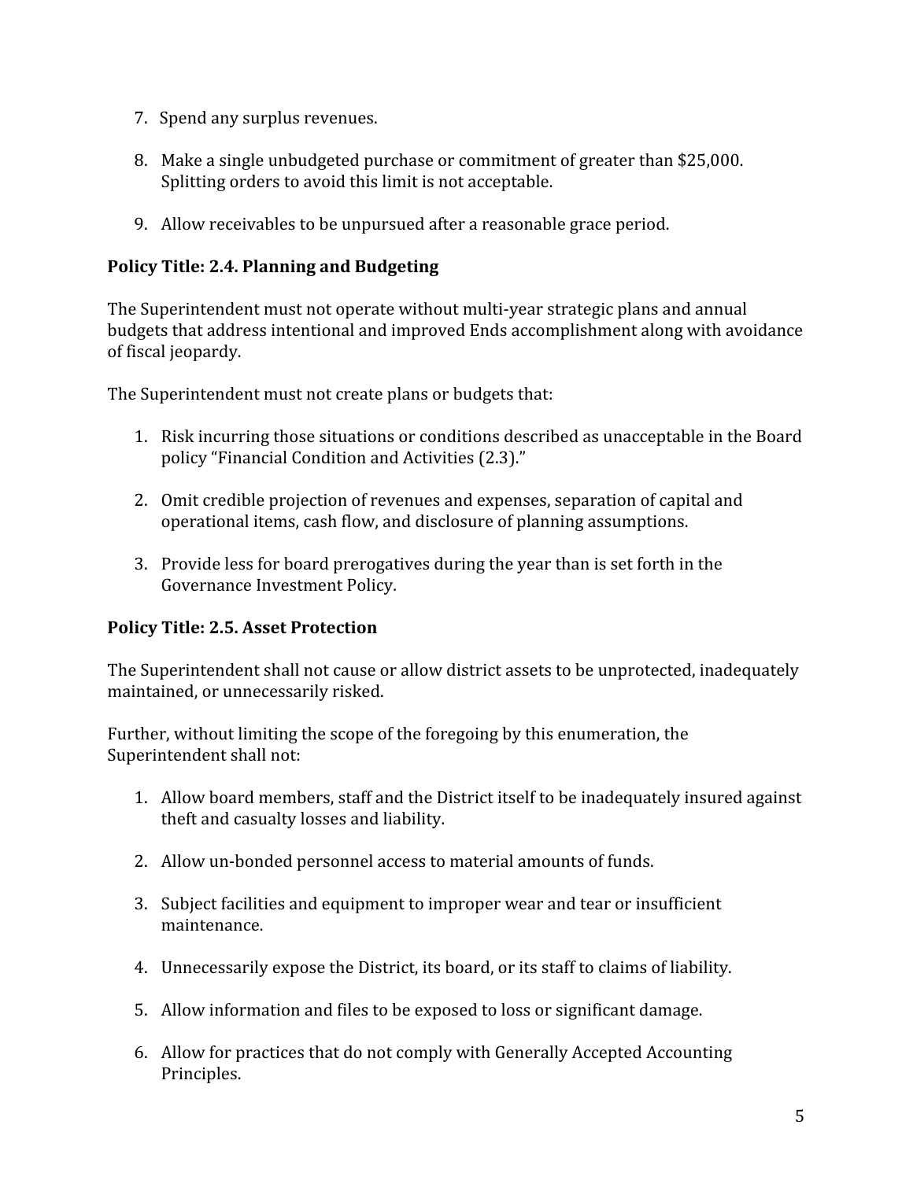7. Spend any surplus revenues.

8. Make a single unbudgeted purchase or commitment of greater than $25,000. Splitting orders to avoid this limit is not acceptable.

9. Allow receivables to be unpursued after a reasonable grace period.

**Policy Title: 2.4. Planning and Budgeting**

The Superintendent must not operate without multi-year strategic plans and annual budgets that address intentional and improved Ends accomplishment along with avoidance of fiscal jeopardy.

The Superintendent must not create plans or budgets that:

1. Risk incurring those situations or conditions described as unacceptable in the Board policy "Financial Condition and Activities (2.3)."

2. Omit credible projection of revenues and expenses, separation of capital and operational items, cash flow, and disclosure of planning assumptions.

3. Provide less for board prerogatives during the year than is set forth in the Governance Investment Policy.

**Policy Title: 2.5. Asset Protection**

The Superintendent shall not cause or allow district assets to be unprotected, inadequately maintained, or unnecessarily risked.

Further, without limiting the scope of the foregoing by this enumeration, the Superintendent shall not:

1. Allow board members, staff and the District itself to be inadequately insured against theft and casualty losses and liability.

2. Allow un-bonded personnel access to material amounts of funds.

3. Subject facilities and equipment to improper wear and tear or insufficient maintenance.

4. Unnecessarily expose the District, its board, or its staff to claims of liability.

5. Allow information and files to be exposed to loss or significant damage.

6. Allow for practices that do not comply with Generally Accepted Accounting Principles.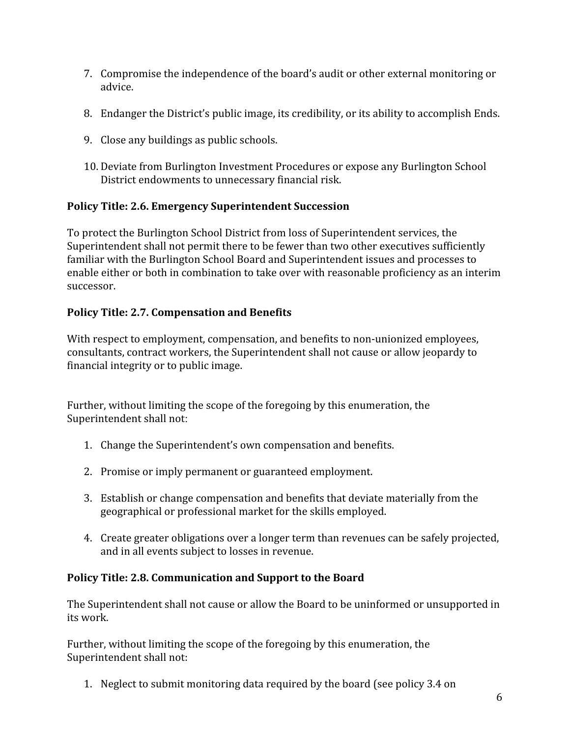7. Compromise the independence of the board's audit or other external monitoring or advice.

8. Endanger the District's public image, its credibility, or its ability to accomplish Ends.

9. Close any buildings as public schools.

10. Deviate from Burlington Investment Procedures or expose any Burlington School District endowments to unnecessary financial risk.

**Policy Title: 2.6. Emergency Superintendent Succession**

To protect the Burlington School District from loss of Superintendent services, the Superintendent shall not permit there to be fewer than two other executives sufficiently familiar with the Burlington School Board and Superintendent issues and processes to enable either or both in combination to take over with reasonable proficiency as an interim successor.

**Policy Title: 2.7. Compensation and Benefits**

With respect to employment, compensation, and benefits to non-unionized employees, consultants, contract workers, the Superintendent shall not cause or allow jeopardy to financial integrity or to public image.

Further, without limiting the scope of the foregoing by this enumeration, the Superintendent shall not:

1. Change the Superintendent's own compensation and benefits.

2. Promise or imply permanent or guaranteed employment.

3. Establish or change compensation and benefits that deviate materially from the geographical or professional market for the skills employed.

4. Create greater obligations over a longer term than revenues can be safely projected, and in all events subject to losses in revenue.

**Policy Title: 2.8. Communication and Support to the Board**

The Superintendent shall not cause or allow the Board to be uninformed or unsupported in its work.

Further, without limiting the scope of the foregoing by this enumeration, the Superintendent shall not:

1. Neglect to submit monitoring data required by the board (see policy 3.4 on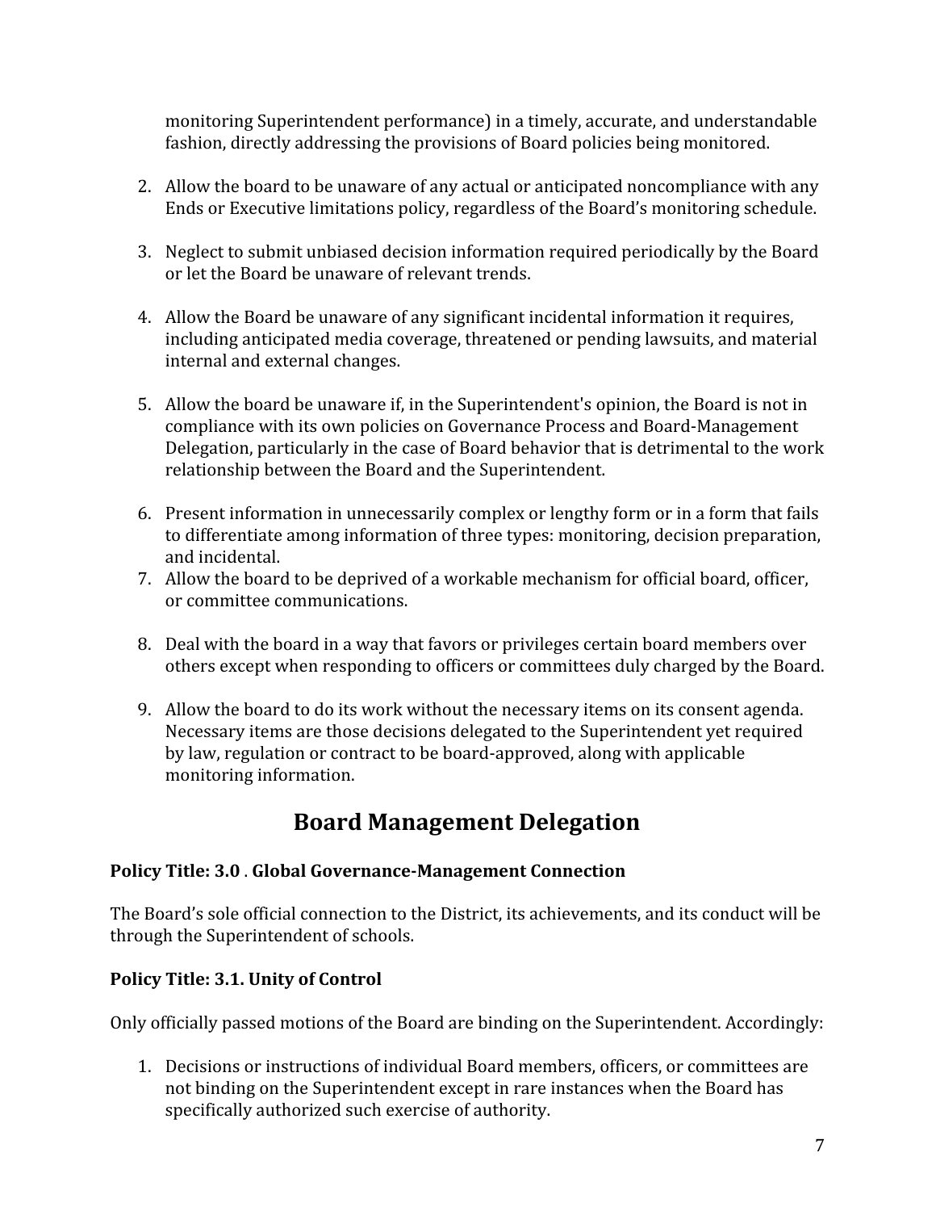monitoring Superintendent performance) in a timely, accurate, and understandable fashion, directly addressing the provisions of Board policies being monitored.

2. Allow the board to be unaware of any actual or anticipated noncompliance with any Ends or Executive limitations policy, regardless of the Board's monitoring schedule.

3. Neglect to submit unbiased decision information required periodically by the Board or let the Board be unaware of relevant trends.

4. Allow the Board be unaware of any significant incidental information it requires, including anticipated media coverage, threatened or pending lawsuits, and material internal and external changes.

5. Allow the board be unaware if, in the Superintendent's opinion, the Board is not in compliance with its own policies on Governance Process and Board-Management Delegation, particularly in the case of Board behavior that is detrimental to the work relationship between the Board and the Superintendent.

6. Present information in unnecessarily complex or lengthy form or in a form that fails to differentiate among information of three types: monitoring, decision preparation, and incidental.
7. Allow the board to be deprived of a workable mechanism for official board, officer, or committee communications.

8. Deal with the board in a way that favors or privileges certain board members over others except when responding to officers or committees duly charged by the Board.

9. Allow the board to do its work without the necessary items on its consent agenda. Necessary items are those decisions delegated to the Superintendent yet required by law, regulation or contract to be board-approved, along with applicable monitoring information.

## Board Management Delegation

**Policy Title: 3.0 . Global Governance-Management Connection**

The Board's sole official connection to the District, its achievements, and its conduct will be through the Superintendent of schools.

**Policy Title: 3.1. Unity of Control**

Only officially passed motions of the Board are binding on the Superintendent. Accordingly:

1. Decisions or instructions of individual Board members, officers, or committees are not binding on the Superintendent except in rare instances when the Board has specifically authorized such exercise of authority.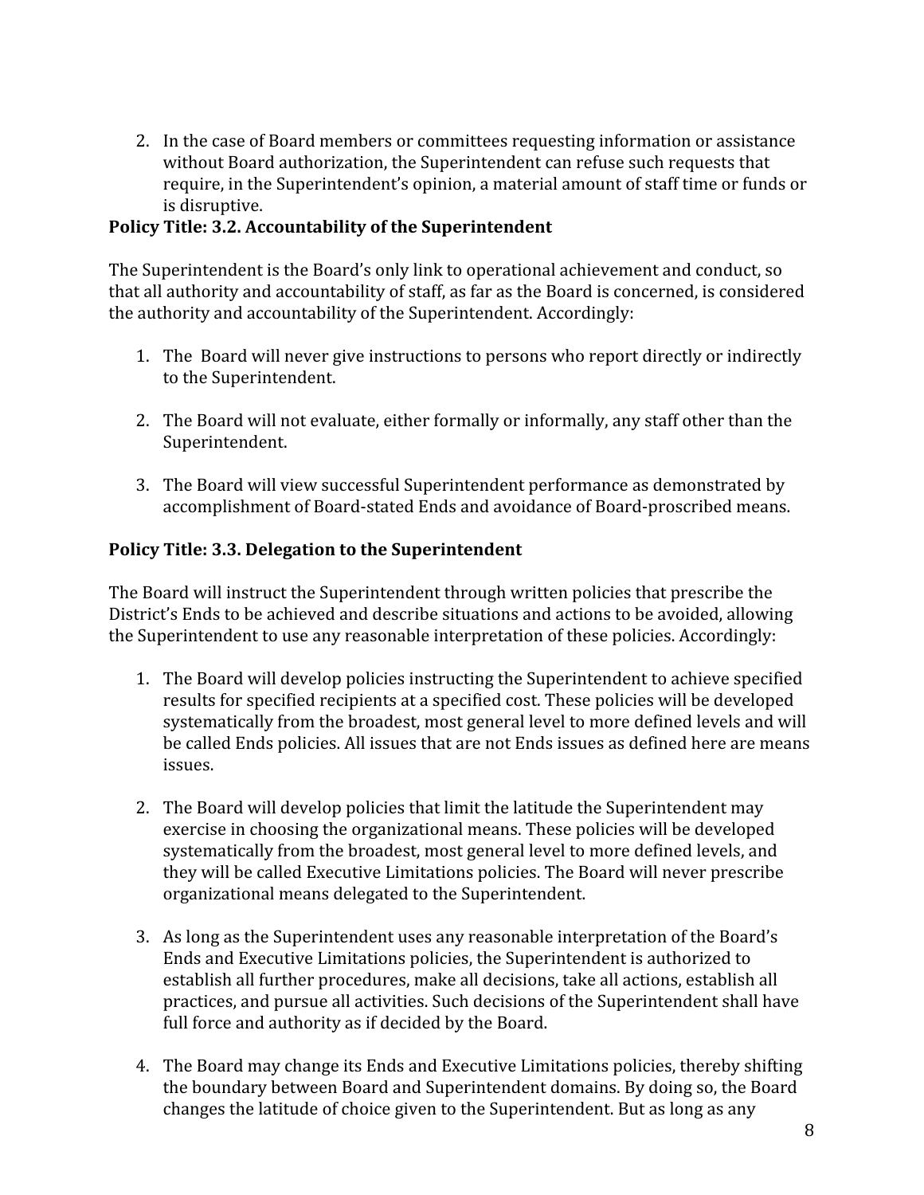2. In the case of Board members or committees requesting information or assistance without Board authorization, the Superintendent can refuse such requests that require, in the Superintendent's opinion, a material amount of staff time or funds or is disruptive.

**Policy Title: 3.2. Accountability of the Superintendent**

The Superintendent is the Board's only link to operational achievement and conduct, so that all authority and accountability of staff, as far as the Board is concerned, is considered the authority and accountability of the Superintendent. Accordingly:

1. The Board will never give instructions to persons who report directly or indirectly to the Superintendent.

2. The Board will not evaluate, either formally or informally, any staff other than the Superintendent.

3. The Board will view successful Superintendent performance as demonstrated by accomplishment of Board-stated Ends and avoidance of Board-proscribed means.

**Policy Title: 3.3. Delegation to the Superintendent**

The Board will instruct the Superintendent through written policies that prescribe the District's Ends to be achieved and describe situations and actions to be avoided, allowing the Superintendent to use any reasonable interpretation of these policies. Accordingly:

1. The Board will develop policies instructing the Superintendent to achieve specified results for specified recipients at a specified cost. These policies will be developed systematically from the broadest, most general level to more defined levels and will be called Ends policies. All issues that are not Ends issues as defined here are means issues.

2. The Board will develop policies that limit the latitude the Superintendent may exercise in choosing the organizational means. These policies will be developed systematically from the broadest, most general level to more defined levels, and they will be called Executive Limitations policies. The Board will never prescribe organizational means delegated to the Superintendent.

3. As long as the Superintendent uses any reasonable interpretation of the Board's Ends and Executive Limitations policies, the Superintendent is authorized to establish all further procedures, make all decisions, take all actions, establish all practices, and pursue all activities. Such decisions of the Superintendent shall have full force and authority as if decided by the Board.

4. The Board may change its Ends and Executive Limitations policies, thereby shifting the boundary between Board and Superintendent domains. By doing so, the Board changes the latitude of choice given to the Superintendent. But as long as any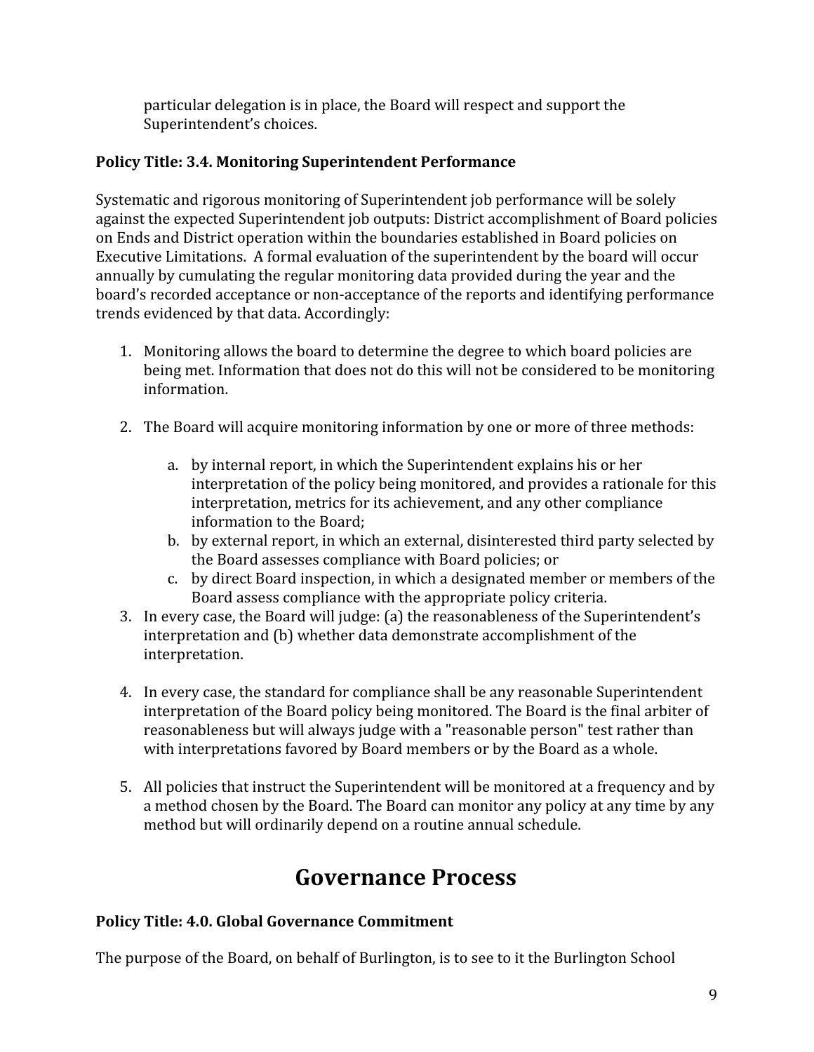particular delegation is in place, the Board will respect and support the Superintendent's choices.

**Policy Title: 3.4. Monitoring Superintendent Performance**

Systematic and rigorous monitoring of Superintendent job performance will be solely against the expected Superintendent job outputs: District accomplishment of Board policies on Ends and District operation within the boundaries established in Board policies on Executive Limitations. A formal evaluation of the superintendent by the board will occur annually by cumulating the regular monitoring data provided during the year and the board's recorded acceptance or non-acceptance of the reports and identifying performance trends evidenced by that data. Accordingly:

1. Monitoring allows the board to determine the degree to which board policies are being met. Information that does not do this will not be considered to be monitoring information.

2. The Board will acquire monitoring information by one or more of three methods:

    a. by internal report, in which the Superintendent explains his or her interpretation of the policy being monitored, and provides a rationale for this interpretation, metrics for its achievement, and any other compliance information to the Board;
    b. by external report, in which an external, disinterested third party selected by the Board assesses compliance with Board policies; or
    c. by direct Board inspection, in which a designated member or members of the Board assess compliance with the appropriate policy criteria.

3. In every case, the Board will judge: (a) the reasonableness of the Superintendent's interpretation and (b) whether data demonstrate accomplishment of the interpretation.

4. In every case, the standard for compliance shall be any reasonable Superintendent interpretation of the Board policy being monitored. The Board is the final arbiter of reasonableness but will always judge with a "reasonable person" test rather than with interpretations favored by Board members or by the Board as a whole.

5. All policies that instruct the Superintendent will be monitored at a frequency and by a method chosen by the Board. The Board can monitor any policy at any time by any method but will ordinarily depend on a routine annual schedule.

# Governance Process

**Policy Title: 4.0. Global Governance Commitment**

The purpose of the Board, on behalf of Burlington, is to see to it the Burlington School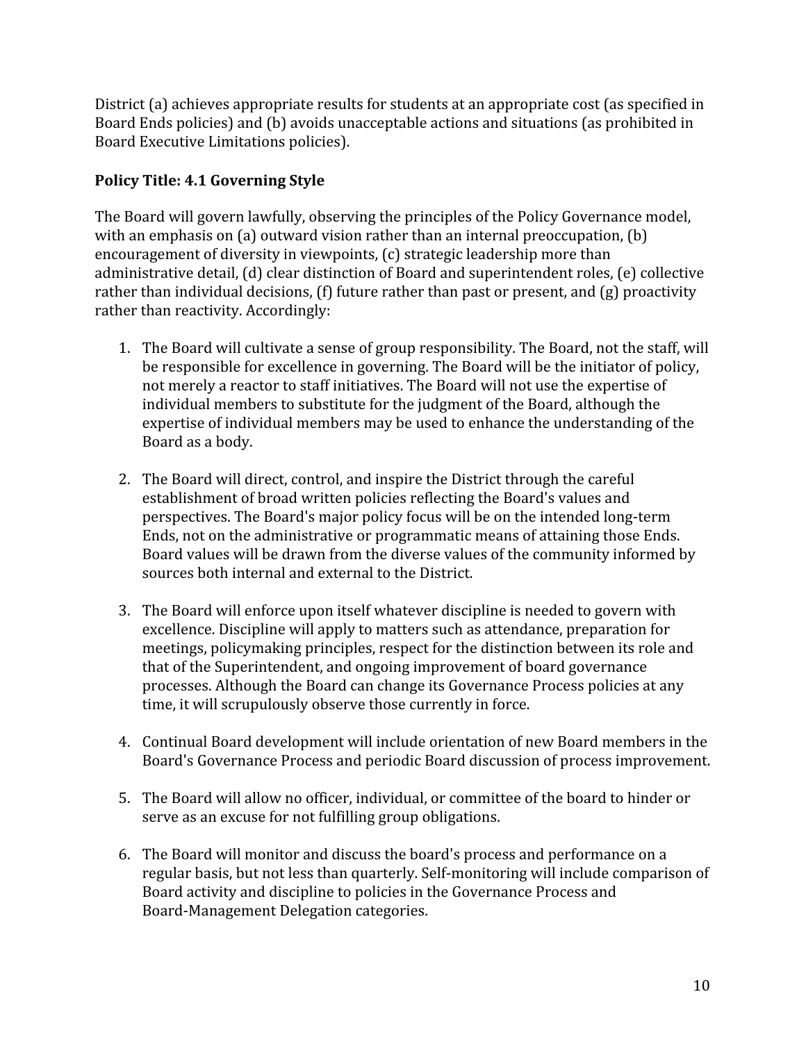District (a) achieves appropriate results for students at an appropriate cost (as specified in Board Ends policies) and (b) avoids unacceptable actions and situations (as prohibited in Board Executive Limitations policies).

**Policy Title: 4.1 Governing Style**

The Board will govern lawfully, observing the principles of the Policy Governance model, with an emphasis on (a) outward vision rather than an internal preoccupation, (b) encouragement of diversity in viewpoints, (c) strategic leadership more than administrative detail, (d) clear distinction of Board and superintendent roles, (e) collective rather than individual decisions, (f) future rather than past or present, and (g) proactivity rather than reactivity. Accordingly:

1. The Board will cultivate a sense of group responsibility. The Board, not the staff, will be responsible for excellence in governing. The Board will be the initiator of policy, not merely a reactor to staff initiatives. The Board will not use the expertise of individual members to substitute for the judgment of the Board, although the expertise of individual members may be used to enhance the understanding of the Board as a body.

2. The Board will direct, control, and inspire the District through the careful establishment of broad written policies reflecting the Board's values and perspectives. The Board's major policy focus will be on the intended long-term Ends, not on the administrative or programmatic means of attaining those Ends. Board values will be drawn from the diverse values of the community informed by sources both internal and external to the District.

3. The Board will enforce upon itself whatever discipline is needed to govern with excellence. Discipline will apply to matters such as attendance, preparation for meetings, policymaking principles, respect for the distinction between its role and that of the Superintendent, and ongoing improvement of board governance processes. Although the Board can change its Governance Process policies at any time, it will scrupulously observe those currently in force.

4. Continual Board development will include orientation of new Board members in the Board's Governance Process and periodic Board discussion of process improvement.

5. The Board will allow no officer, individual, or committee of the board to hinder or serve as an excuse for not fulfilling group obligations.

6. The Board will monitor and discuss the board's process and performance on a regular basis, but not less than quarterly. Self-monitoring will include comparison of Board activity and discipline to policies in the Governance Process and Board-Management Delegation categories.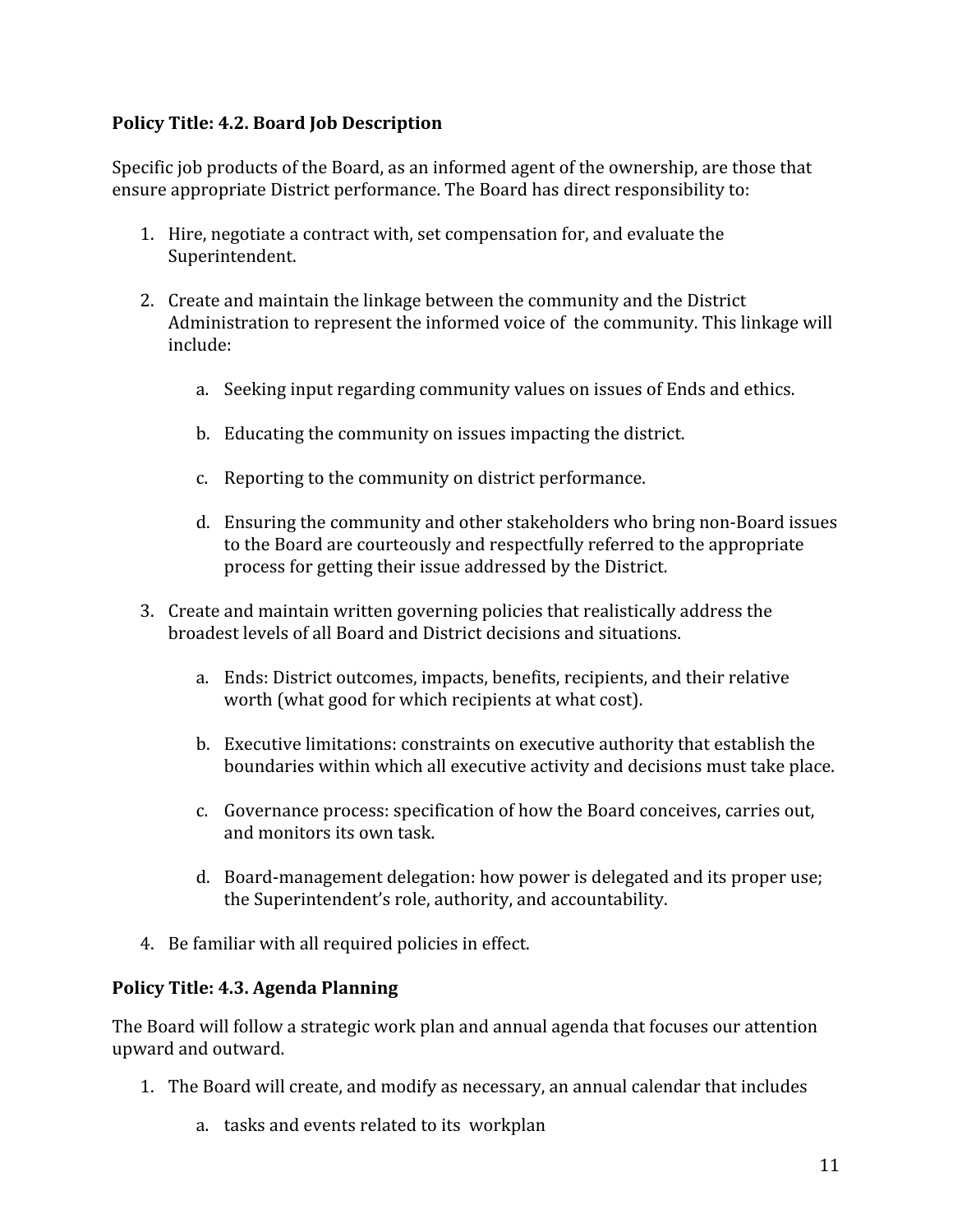**Policy Title: 4.2. Board Job Description**

Specific job products of the Board, as an informed agent of the ownership, are those that ensure appropriate District performance. The Board has direct responsibility to:

1. Hire, negotiate a contract with, set compensation for, and evaluate the Superintendent.

2. Create and maintain the linkage between the community and the District Administration to represent the informed voice of the community. This linkage will include:

    a. Seeking input regarding community values on issues of Ends and ethics.

    b. Educating the community on issues impacting the district.

    c. Reporting to the community on district performance.

    d. Ensuring the community and other stakeholders who bring non-Board issues to the Board are courteously and respectfully referred to the appropriate process for getting their issue addressed by the District.

3. Create and maintain written governing policies that realistically address the broadest levels of all Board and District decisions and situations.

    a. Ends: District outcomes, impacts, benefits, recipients, and their relative worth (what good for which recipients at what cost).

    b. Executive limitations: constraints on executive authority that establish the boundaries within which all executive activity and decisions must take place.

    c. Governance process: specification of how the Board conceives, carries out, and monitors its own task.

    d. Board-management delegation: how power is delegated and its proper use; the Superintendent's role, authority, and accountability.

4. Be familiar with all required policies in effect.

**Policy Title: 4.3. Agenda Planning**

The Board will follow a strategic work plan and annual agenda that focuses our attention upward and outward.

1. The Board will create, and modify as necessary, an annual calendar that includes

    a. tasks and events related to its workplan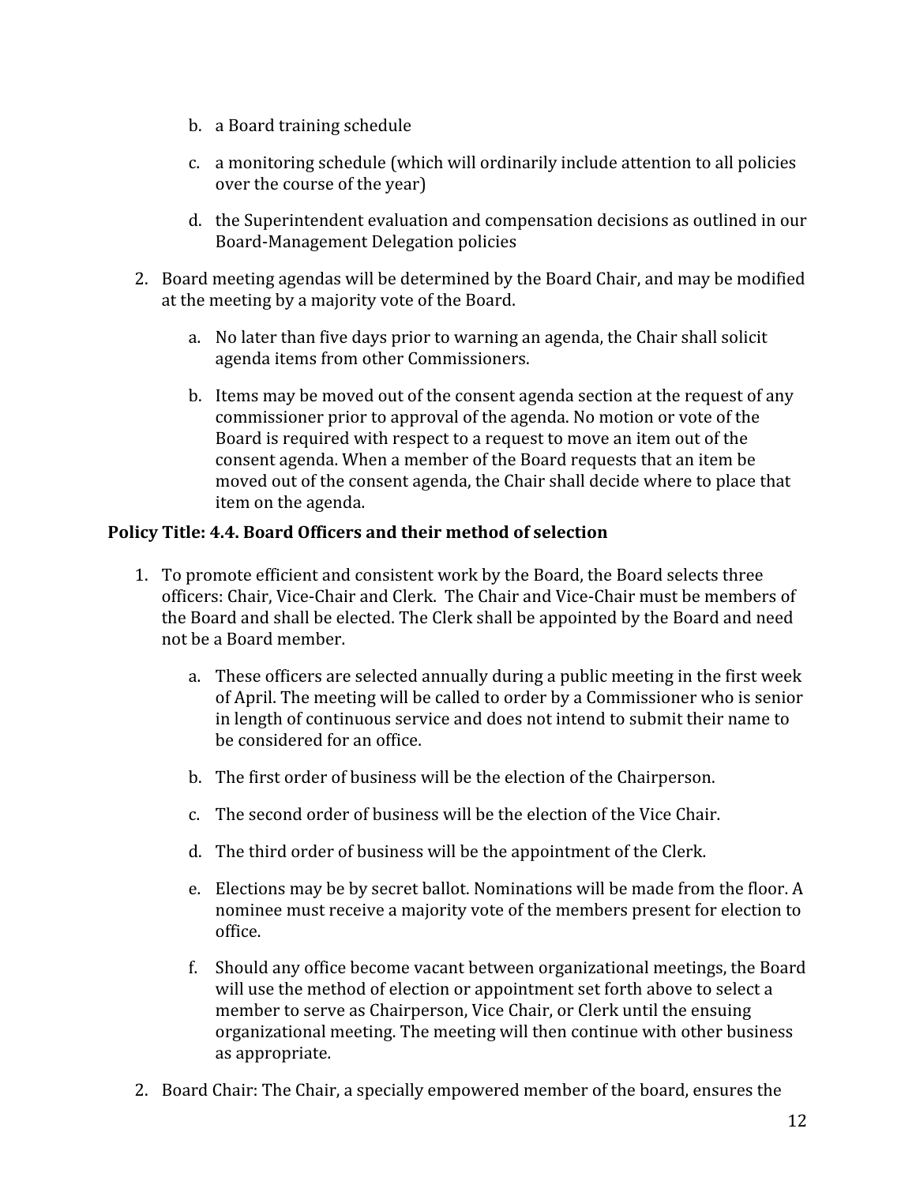b. a Board training schedule

   c. a monitoring schedule (which will ordinarily include attention to all policies over the course of the year)

   d. the Superintendent evaluation and compensation decisions as outlined in our Board-Management Delegation policies

2. Board meeting agendas will be determined by the Board Chair, and may be modified at the meeting by a majority vote of the Board.

   a. No later than five days prior to warning an agenda, the Chair shall solicit agenda items from other Commissioners.

   b. Items may be moved out of the consent agenda section at the request of any commissioner prior to approval of the agenda. No motion or vote of the Board is required with respect to a request to move an item out of the consent agenda. When a member of the Board requests that an item be moved out of the consent agenda, the Chair shall decide where to place that item on the agenda.

**Policy Title: 4.4. Board Officers and their method of selection**

1. To promote efficient and consistent work by the Board, the Board selects three officers: Chair, Vice-Chair and Clerk. The Chair and Vice-Chair must be members of the Board and shall be elected. The Clerk shall be appointed by the Board and need not be a Board member.

   a. These officers are selected annually during a public meeting in the first week of April. The meeting will be called to order by a Commissioner who is senior in length of continuous service and does not intend to submit their name to be considered for an office.

   b. The first order of business will be the election of the Chairperson.

   c. The second order of business will be the election of the Vice Chair.

   d. The third order of business will be the appointment of the Clerk.

   e. Elections may be by secret ballot. Nominations will be made from the floor. A nominee must receive a majority vote of the members present for election to office.

   f. Should any office become vacant between organizational meetings, the Board will use the method of election or appointment set forth above to select a member to serve as Chairperson, Vice Chair, or Clerk until the ensuing organizational meeting. The meeting will then continue with other business as appropriate.

2. Board Chair: The Chair, a specially empowered member of the board, ensures the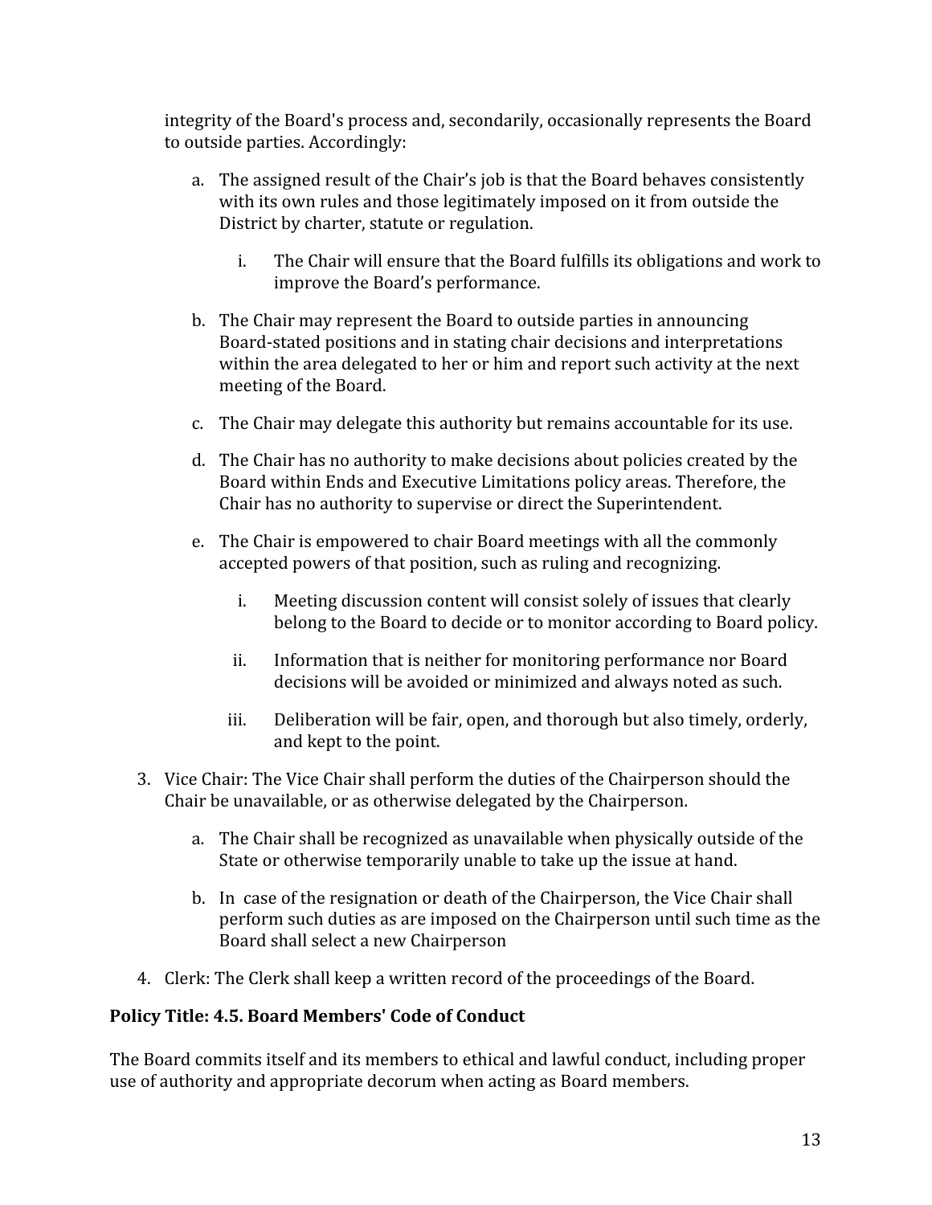integrity of the Board's process and, secondarily, occasionally represents the Board to outside parties. Accordingly:

a. The assigned result of the Chair's job is that the Board behaves consistently with its own rules and those legitimately imposed on it from outside the District by charter, statute or regulation.

    i. The Chair will ensure that the Board fulfills its obligations and work to improve the Board's performance.

b. The Chair may represent the Board to outside parties in announcing Board-stated positions and in stating chair decisions and interpretations within the area delegated to her or him and report such activity at the next meeting of the Board.

c. The Chair may delegate this authority but remains accountable for its use.

d. The Chair has no authority to make decisions about policies created by the Board within Ends and Executive Limitations policy areas. Therefore, the Chair has no authority to supervise or direct the Superintendent.

e. The Chair is empowered to chair Board meetings with all the commonly accepted powers of that position, such as ruling and recognizing.

    i. Meeting discussion content will consist solely of issues that clearly belong to the Board to decide or to monitor according to Board policy.

    ii. Information that is neither for monitoring performance nor Board decisions will be avoided or minimized and always noted as such.

    iii. Deliberation will be fair, open, and thorough but also timely, orderly, and kept to the point.

3. Vice Chair: The Vice Chair shall perform the duties of the Chairperson should the Chair be unavailable, or as otherwise delegated by the Chairperson.

    a. The Chair shall be recognized as unavailable when physically outside of the State or otherwise temporarily unable to take up the issue at hand.

    b. In case of the resignation or death of the Chairperson, the Vice Chair shall perform such duties as are imposed on the Chairperson until such time as the Board shall select a new Chairperson

4. Clerk: The Clerk shall keep a written record of the proceedings of the Board.

**Policy Title: 4.5. Board Members' Code of Conduct**

The Board commits itself and its members to ethical and lawful conduct, including proper use of authority and appropriate decorum when acting as Board members.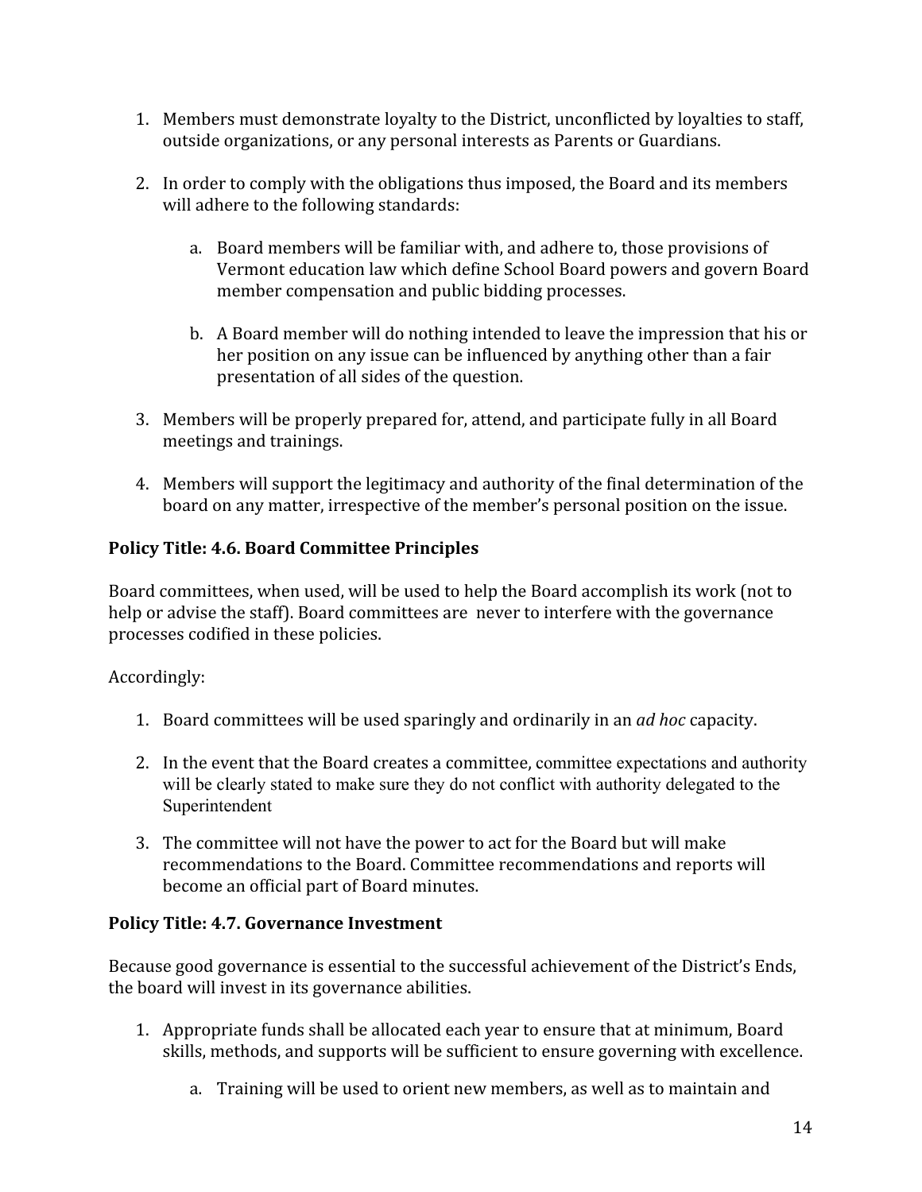1. Members must demonstrate loyalty to the District, unconflicted by loyalties to staff, outside organizations, or any personal interests as Parents or Guardians.

2. In order to comply with the obligations thus imposed, the Board and its members will adhere to the following standards:

   a. Board members will be familiar with, and adhere to, those provisions of Vermont education law which define School Board powers and govern Board member compensation and public bidding processes.

   b. A Board member will do nothing intended to leave the impression that his or her position on any issue can be influenced by anything other than a fair presentation of all sides of the question.

3. Members will be properly prepared for, attend, and participate fully in all Board meetings and trainings.

4. Members will support the legitimacy and authority of the final determination of the board on any matter, irrespective of the member's personal position on the issue.

**Policy Title: 4.6. Board Committee Principles**

Board committees, when used, will be used to help the Board accomplish its work (not to help or advise the staff). Board committees are never to interfere with the governance processes codified in these policies.

Accordingly:

1. Board committees will be used sparingly and ordinarily in an *ad hoc* capacity.

2. In the event that the Board creates a committee, committee expectations and authority will be clearly stated to make sure they do not conflict with authority delegated to the Superintendent

3. The committee will not have the power to act for the Board but will make recommendations to the Board. Committee recommendations and reports will become an official part of Board minutes.

**Policy Title: 4.7. Governance Investment**

Because good governance is essential to the successful achievement of the District's Ends, the board will invest in its governance abilities.

1. Appropriate funds shall be allocated each year to ensure that at minimum, Board skills, methods, and supports will be sufficient to ensure governing with excellence.

   a. Training will be used to orient new members, as well as to maintain and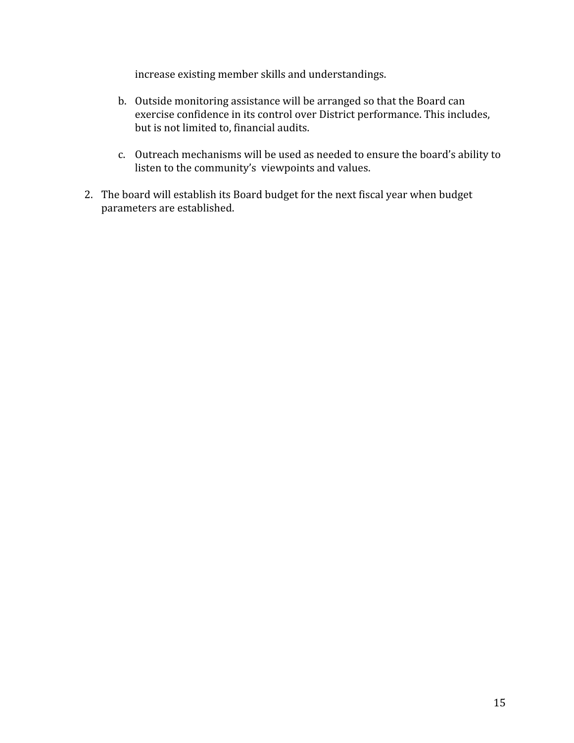increase existing member skills and understandings.

b. Outside monitoring assistance will be arranged so that the Board can exercise confidence in its control over District performance. This includes, but is not limited to, financial audits.

c. Outreach mechanisms will be used as needed to ensure the board's ability to listen to the community's viewpoints and values.

2. The board will establish its Board budget for the next fiscal year when budget parameters are established.